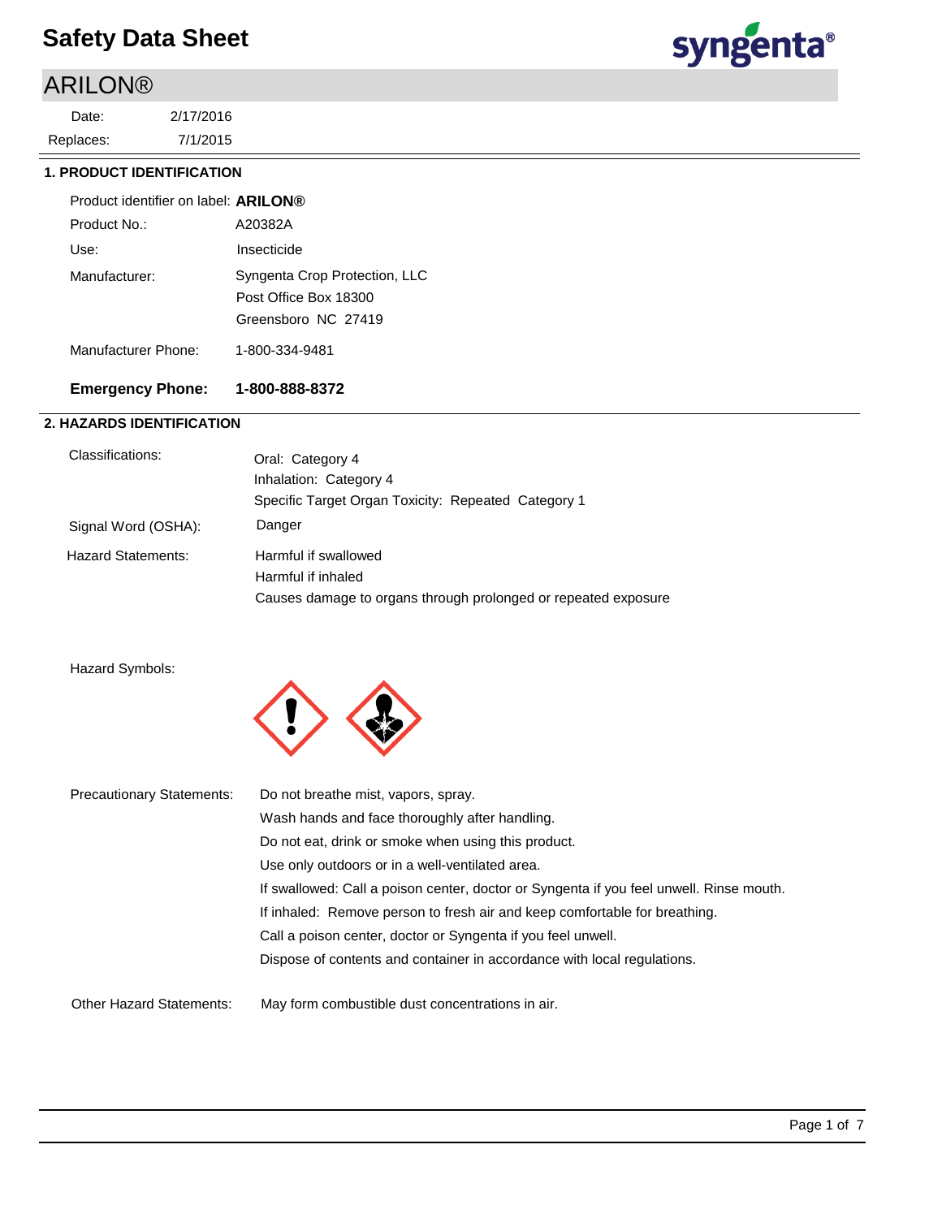# Safety Data Sheet

syngenta®

## ARILON®

Date: 2/17/2016
Replaces: 7/1/2015

### 1. PRODUCT IDENTIFICATION

Product identifier on label: **ARILON®**

Product No.: A20382A

Use: Insecticide

Manufacturer: Syngenta Crop Protection, LLC
Post Office Box 18300
Greensboro NC 27419

Manufacturer Phone: 1-800-334-9481

**Emergency Phone: 1-800-888-8372**

### 2. HAZARDS IDENTIFICATION

Classifications:
Oral: Category 4
Inhalation: Category 4
Specific Target Organ Toxicity: Repeated Category 1

Signal Word (OSHA): Danger

Hazard Statements:
Harmful if swallowed
Harmful if inhaled
Causes damage to organs through prolonged or repeated exposure

Hazard Symbols:

Precautionary Statements:
Do not breathe mist, vapors, spray.
Wash hands and face thoroughly after handling.
Do not eat, drink or smoke when using this product.
Use only outdoors or in a well-ventilated area.
If swallowed: Call a poison center, doctor or Syngenta if you feel unwell. Rinse mouth.
If inhaled: Remove person to fresh air and keep comfortable for breathing.
Call a poison center, doctor or Syngenta if you feel unwell.
Dispose of contents and container in accordance with local regulations.

Other Hazard Statements: May form combustible dust concentrations in air.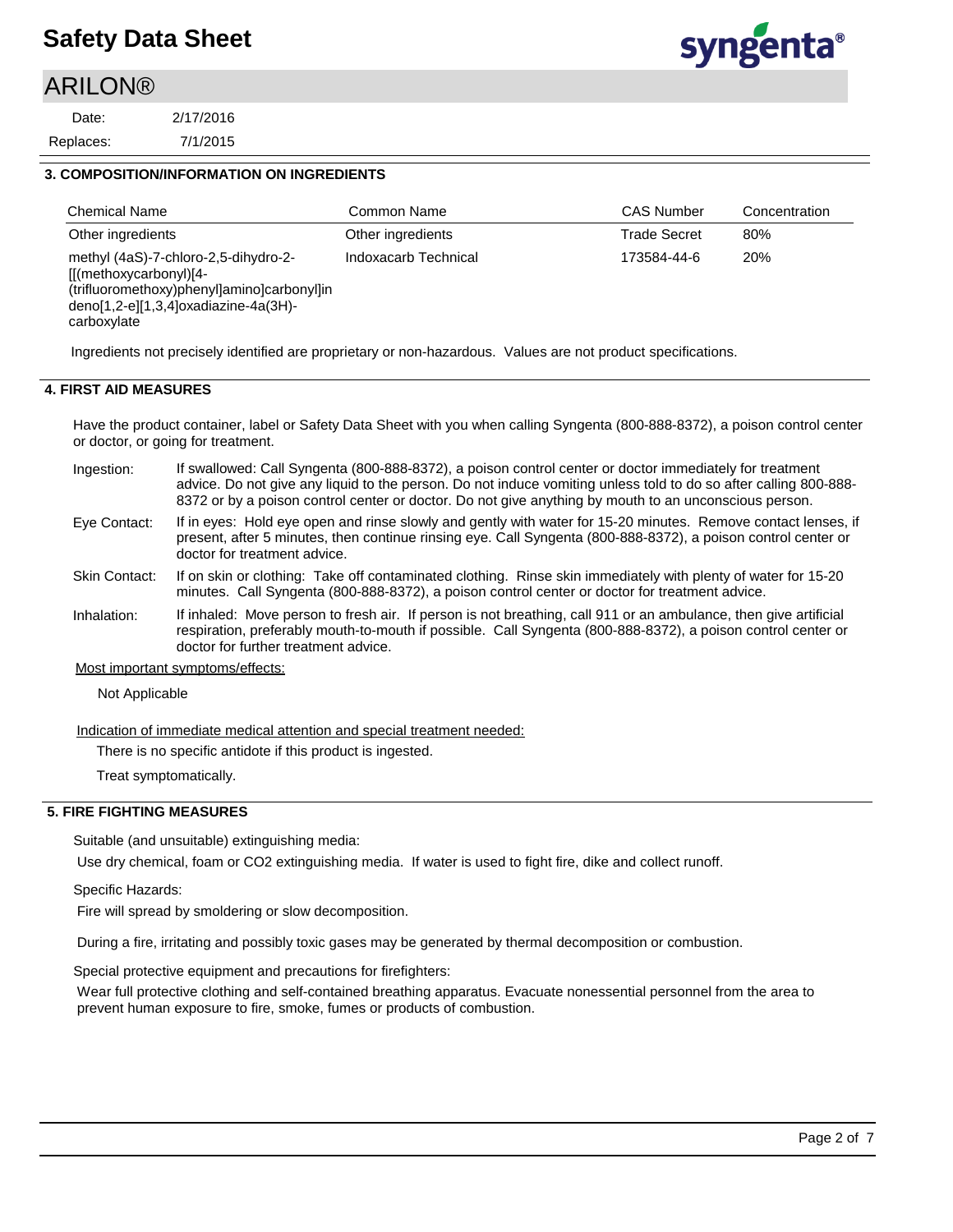## 3. COMPOSITION/INFORMATION ON INGREDIENTS

| Chemical Name | Common Name | CAS Number | Concentration |
|---|---|---|---|
| Other ingredients | Other ingredients | Trade Secret | 80% |
| methyl (4aS)-7-chloro-2,5-dihydro-2-[[(methoxycarbonyl)[4-(trifluoromethoxy)phenyl]amino]carbonyl]indeno[1,2-e][1,3,4]oxadiazine-4a(3H)-carboxylate | Indoxacarb Technical | 173584-44-6 | 20% |

Ingredients not precisely identified are proprietary or non-hazardous. Values are not product specifications.

## 4. FIRST AID MEASURES

Have the product container, label or Safety Data Sheet with you when calling Syngenta (800-888-8372), a poison control center or doctor, or going for treatment.

**Ingestion:** If swallowed: Call Syngenta (800-888-8372), a poison control center or doctor immediately for treatment advice. Do not give any liquid to the person. Do not induce vomiting unless told to do so after calling 800-888-8372 or by a poison control center or doctor. Do not give anything by mouth to an unconscious person.

**Eye Contact:** If in eyes: Hold eye open and rinse slowly and gently with water for 15-20 minutes. Remove contact lenses, if present, after 5 minutes, then continue rinsing eye. Call Syngenta (800-888-8372), a poison control center or doctor for treatment advice.

**Skin Contact:** If on skin or clothing: Take off contaminated clothing. Rinse skin immediately with plenty of water for 15-20 minutes. Call Syngenta (800-888-8372), a poison control center or doctor for treatment advice.

**Inhalation:** If inhaled: Move person to fresh air. If person is not breathing, call 911 or an ambulance, then give artificial respiration, preferably mouth-to-mouth if possible. Call Syngenta (800-888-8372), a poison control center or doctor for further treatment advice.

Most important symptoms/effects:

Not Applicable

Indication of immediate medical attention and special treatment needed:

There is no specific antidote if this product is ingested.

Treat symptomatically.

## 5. FIRE FIGHTING MEASURES

Suitable (and unsuitable) extinguishing media:

Use dry chemical, foam or CO2 extinguishing media. If water is used to fight fire, dike and collect runoff.

Specific Hazards:

Fire will spread by smoldering or slow decomposition.

During a fire, irritating and possibly toxic gases may be generated by thermal decomposition or combustion.

Special protective equipment and precautions for firefighters:

Wear full protective clothing and self-contained breathing apparatus. Evacuate nonessential personnel from the area to prevent human exposure to fire, smoke, fumes or products of combustion.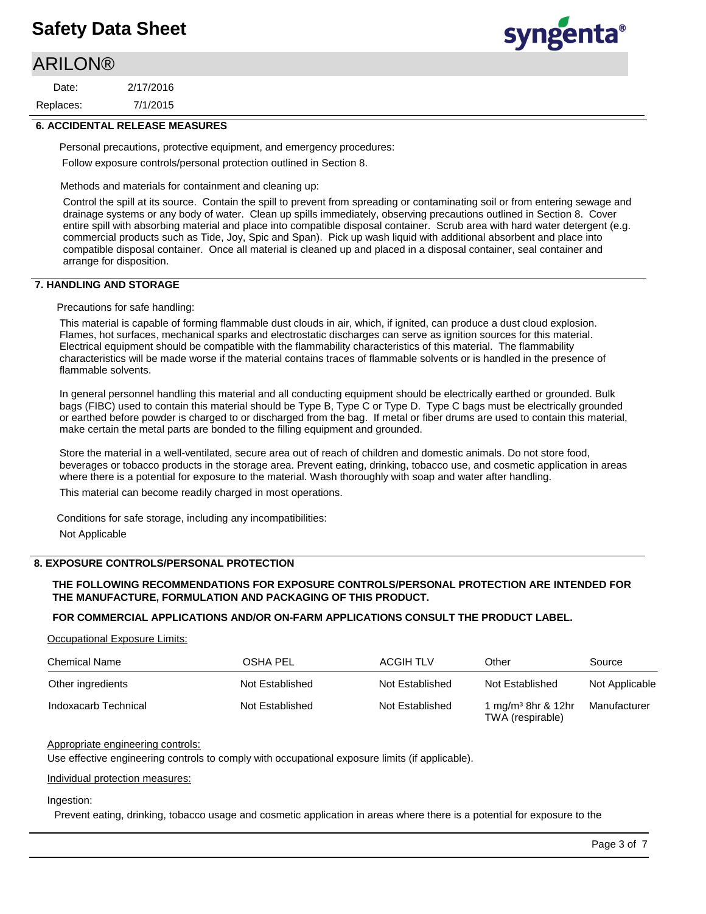## 6. ACCIDENTAL RELEASE MEASURES

Personal precautions, protective equipment, and emergency procedures:

Follow exposure controls/personal protection outlined in Section 8.

Methods and materials for containment and cleaning up:

Control the spill at its source. Contain the spill to prevent from spreading or contaminating soil or from entering sewage and drainage systems or any body of water. Clean up spills immediately, observing precautions outlined in Section 8. Cover entire spill with absorbing material and place into compatible disposal container. Scrub area with hard water detergent (e.g. commercial products such as Tide, Joy, Spic and Span). Pick up wash liquid with additional absorbent and place into compatible disposal container. Once all material is cleaned up and placed in a disposal container, seal container and arrange for disposition.

## 7. HANDLING AND STORAGE

Precautions for safe handling:

This material is capable of forming flammable dust clouds in air, which, if ignited, can produce a dust cloud explosion. Flames, hot surfaces, mechanical sparks and electrostatic discharges can serve as ignition sources for this material. Electrical equipment should be compatible with the flammability characteristics of this material. The flammability characteristics will be made worse if the material contains traces of flammable solvents or is handled in the presence of flammable solvents.

In general personnel handling this material and all conducting equipment should be electrically earthed or grounded. Bulk bags (FIBC) used to contain this material should be Type B, Type C or Type D. Type C bags must be electrically grounded or earthed before powder is charged to or discharged from the bag. If metal or fiber drums are used to contain this material, make certain the metal parts are bonded to the filling equipment and grounded.

Store the material in a well-ventilated, secure area out of reach of children and domestic animals. Do not store food, beverages or tobacco products in the storage area. Prevent eating, drinking, tobacco use, and cosmetic application in areas where there is a potential for exposure to the material. Wash thoroughly with soap and water after handling.

This material can become readily charged in most operations.

Conditions for safe storage, including any incompatibilities:

Not Applicable

## 8. EXPOSURE CONTROLS/PERSONAL PROTECTION

**THE FOLLOWING RECOMMENDATIONS FOR EXPOSURE CONTROLS/PERSONAL PROTECTION ARE INTENDED FOR THE MANUFACTURE, FORMULATION AND PACKAGING OF THIS PRODUCT.**

**FOR COMMERCIAL APPLICATIONS AND/OR ON-FARM APPLICATIONS CONSULT THE PRODUCT LABEL.**

Occupational Exposure Limits:

| Chemical Name | OSHA PEL | ACGIH TLV | Other | Source |
|---|---|---|---|---|
| Other ingredients | Not Established | Not Established | Not Established | Not Applicable |
| Indoxacarb Technical | Not Established | Not Established | 1 mg/m³ 8hr & 12hr TWA (respirable) | Manufacturer |

Appropriate engineering controls:

Use effective engineering controls to comply with occupational exposure limits (if applicable).

Individual protection measures:

Ingestion:

Prevent eating, drinking, tobacco usage and cosmetic application in areas where there is a potential for exposure to the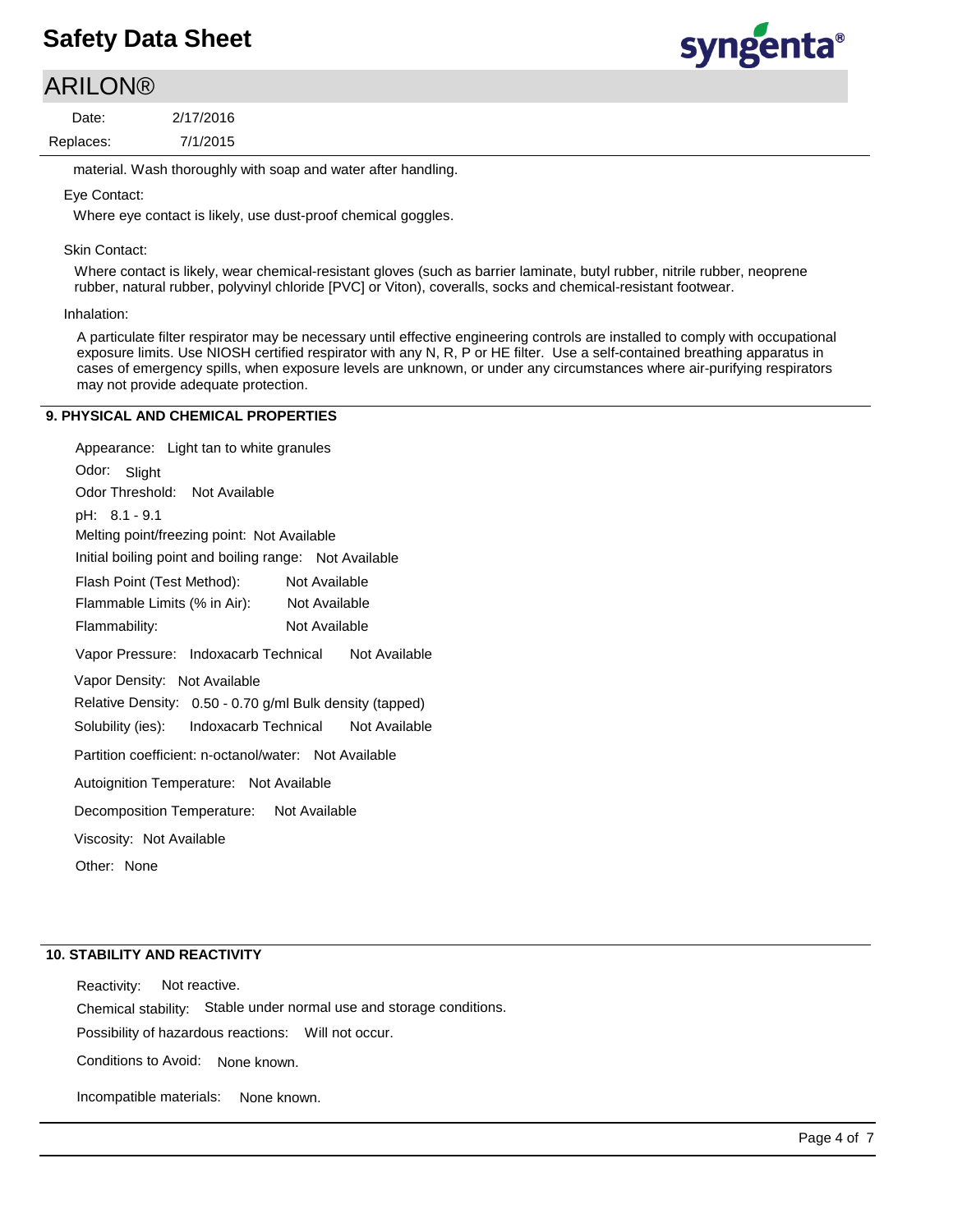material. Wash thoroughly with soap and water after handling.

Eye Contact:

Where eye contact is likely, use dust-proof chemical goggles.

Skin Contact:

Where contact is likely, wear chemical-resistant gloves (such as barrier laminate, butyl rubber, nitrile rubber, neoprene rubber, natural rubber, polyvinyl chloride [PVC] or Viton), coveralls, socks and chemical-resistant footwear.

Inhalation:

A particulate filter respirator may be necessary until effective engineering controls are installed to comply with occupational exposure limits. Use NIOSH certified respirator with any N, R, P or HE filter. Use a self-contained breathing apparatus in cases of emergency spills, when exposure levels are unknown, or under any circumstances where air-purifying respirators may not provide adequate protection.

## 9. PHYSICAL AND CHEMICAL PROPERTIES

Appearance: Light tan to white granules

Odor: Slight

Odor Threshold: Not Available

pH: 8.1 - 9.1

Melting point/freezing point: Not Available

Initial boiling point and boiling range: Not Available

Flash Point (Test Method): Not Available

Flammable Limits (% in Air): Not Available

Flammability: Not Available

Vapor Pressure: Indoxacarb Technical Not Available

Vapor Density: Not Available

Relative Density: 0.50 - 0.70 g/ml Bulk density (tapped)

Solubility (ies): Indoxacarb Technical Not Available

Partition coefficient: n-octanol/water: Not Available

Autoignition Temperature: Not Available

Decomposition Temperature: Not Available

Viscosity: Not Available

Other: None

## 10. STABILITY AND REACTIVITY

Reactivity: Not reactive.

Chemical stability: Stable under normal use and storage conditions.

Possibility of hazardous reactions: Will not occur.

Conditions to Avoid: None known.

Incompatible materials: None known.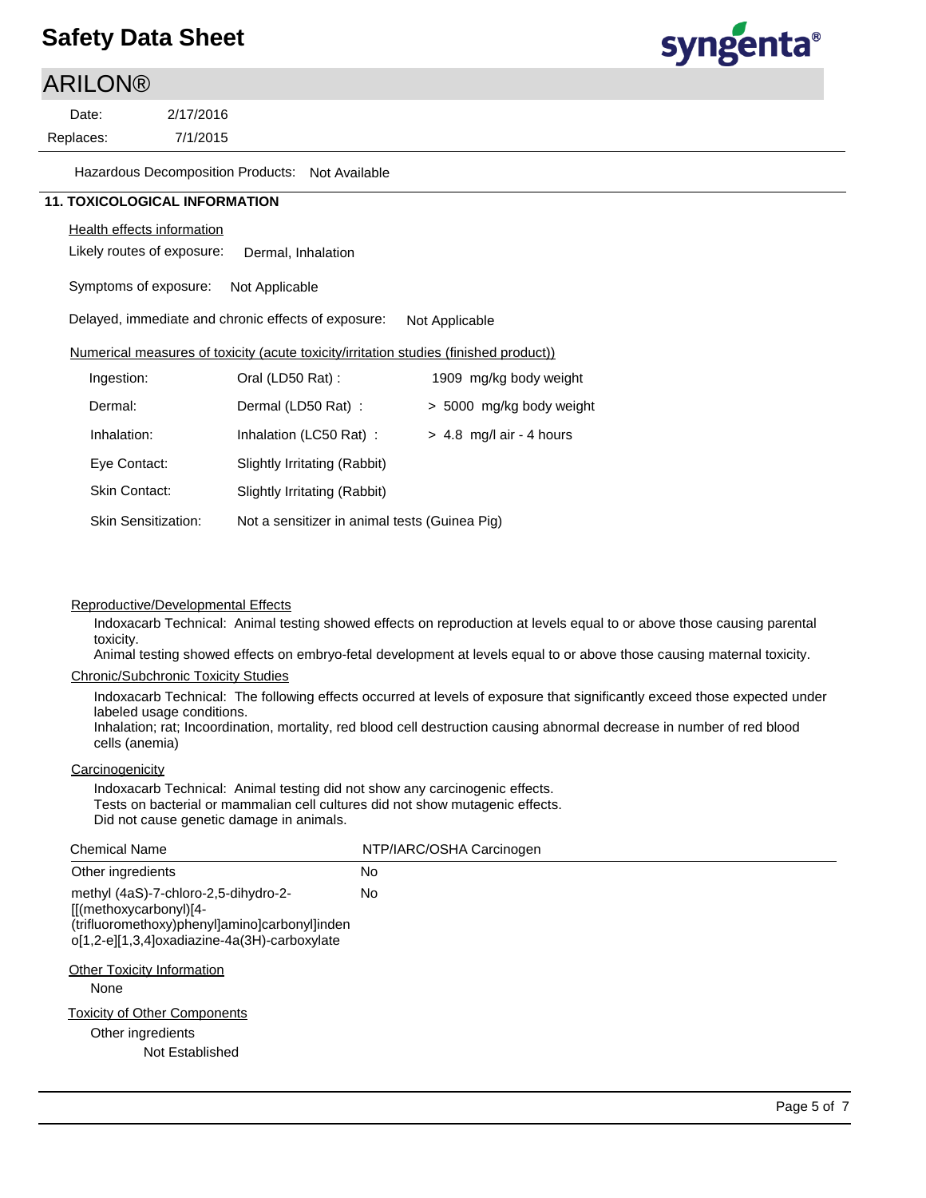Hazardous Decomposition Products: Not Available

## 11. TOXICOLOGICAL INFORMATION

Health effects information

Likely routes of exposure: Dermal, Inhalation

Symptoms of exposure: Not Applicable

Delayed, immediate and chronic effects of exposure: Not Applicable

Numerical measures of toxicity (acute toxicity/irritation studies (finished product))

| | | |
|---|---|---|
| Ingestion: | Oral (LD50 Rat) : | 1909 mg/kg body weight |
| Dermal: | Dermal (LD50 Rat) : | > 5000 mg/kg body weight |
| Inhalation: | Inhalation (LC50 Rat) : | > 4.8 mg/l air - 4 hours |
| Eye Contact: | Slightly Irritating (Rabbit) | |
| Skin Contact: | Slightly Irritating (Rabbit) | |
| Skin Sensitization: | Not a sensitizer in animal tests (Guinea Pig) | |

Reproductive/Developmental Effects

Indoxacarb Technical: Animal testing showed effects on reproduction at levels equal to or above those causing parental toxicity.
Animal testing showed effects on embryo-fetal development at levels equal to or above those causing maternal toxicity.

Chronic/Subchronic Toxicity Studies

Indoxacarb Technical: The following effects occurred at levels of exposure that significantly exceed those expected under labeled usage conditions.
Inhalation; rat; Incoordination, mortality, red blood cell destruction causing abnormal decrease in number of red blood cells (anemia)

Carcinogenicity

Indoxacarb Technical: Animal testing did not show any carcinogenic effects.
Tests on bacterial or mammalian cell cultures did not show mutagenic effects.
Did not cause genetic damage in animals.

| Chemical Name | NTP/IARC/OSHA Carcinogen |
|---|---|
| Other ingredients | No |
| methyl (4aS)-7-chloro-2,5-dihydro-2-[[(methoxycarbonyl)[4-(trifluoromethoxy)phenyl]amino]carbonyl]indeno[1,2-e][1,3,4]oxadiazine-4a(3H)-carboxylate | No |

Other Toxicity Information

None

Toxicity of Other Components

Other ingredients

Not Established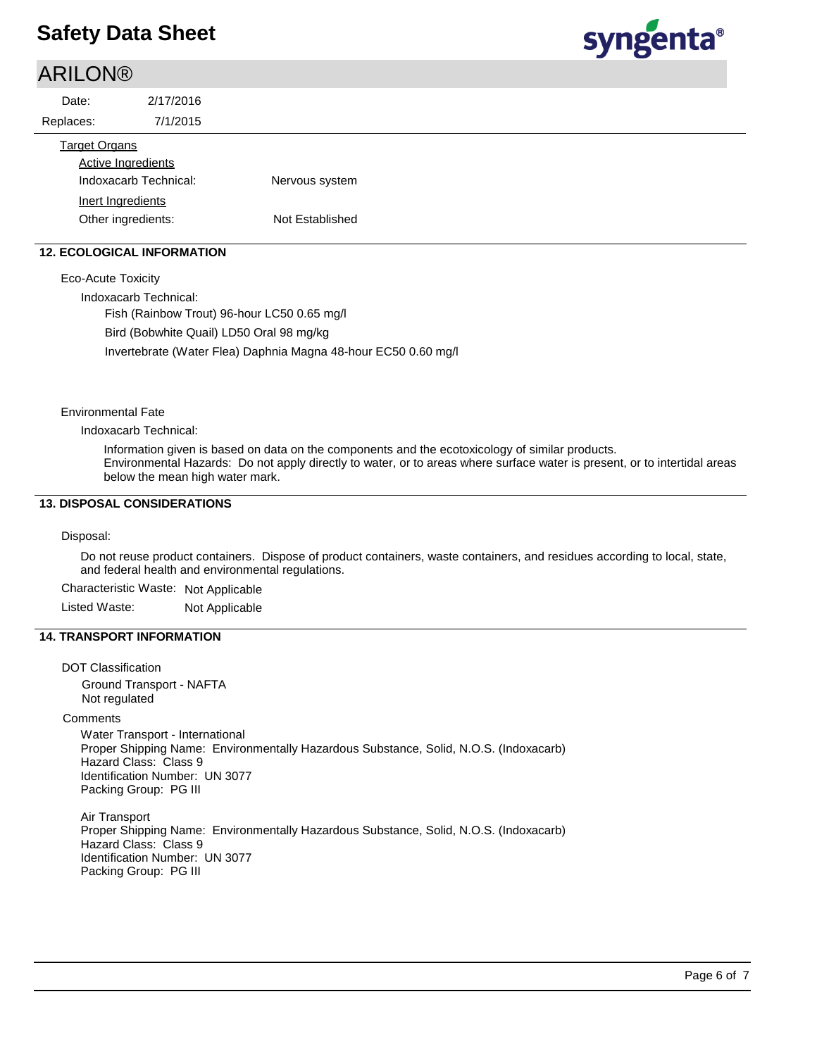Target Organs

Active Ingredients

Indoxacarb Technical: Nervous system

Inert Ingredients

Other ingredients: Not Established

## 12. ECOLOGICAL INFORMATION

Eco-Acute Toxicity

Indoxacarb Technical:

Fish (Rainbow Trout) 96-hour LC50 0.65 mg/l

Bird (Bobwhite Quail) LD50 Oral 98 mg/kg

Invertebrate (Water Flea) Daphnia Magna 48-hour EC50 0.60 mg/l

Environmental Fate

Indoxacarb Technical:

Information given is based on data on the components and the ecotoxicology of similar products.
Environmental Hazards: Do not apply directly to water, or to areas where surface water is present, or to intertidal areas below the mean high water mark.

## 13. DISPOSAL CONSIDERATIONS

Disposal:

Do not reuse product containers. Dispose of product containers, waste containers, and residues according to local, state, and federal health and environmental regulations.

Characteristic Waste: Not Applicable

Listed Waste: Not Applicable

## 14. TRANSPORT INFORMATION

DOT Classification

Ground Transport - NAFTA
Not regulated

Comments

Water Transport - International
Proper Shipping Name: Environmentally Hazardous Substance, Solid, N.O.S. (Indoxacarb)
Hazard Class: Class 9
Identification Number: UN 3077
Packing Group: PG III

Air Transport
Proper Shipping Name: Environmentally Hazardous Substance, Solid, N.O.S. (Indoxacarb)
Hazard Class: Class 9
Identification Number: UN 3077
Packing Group: PG III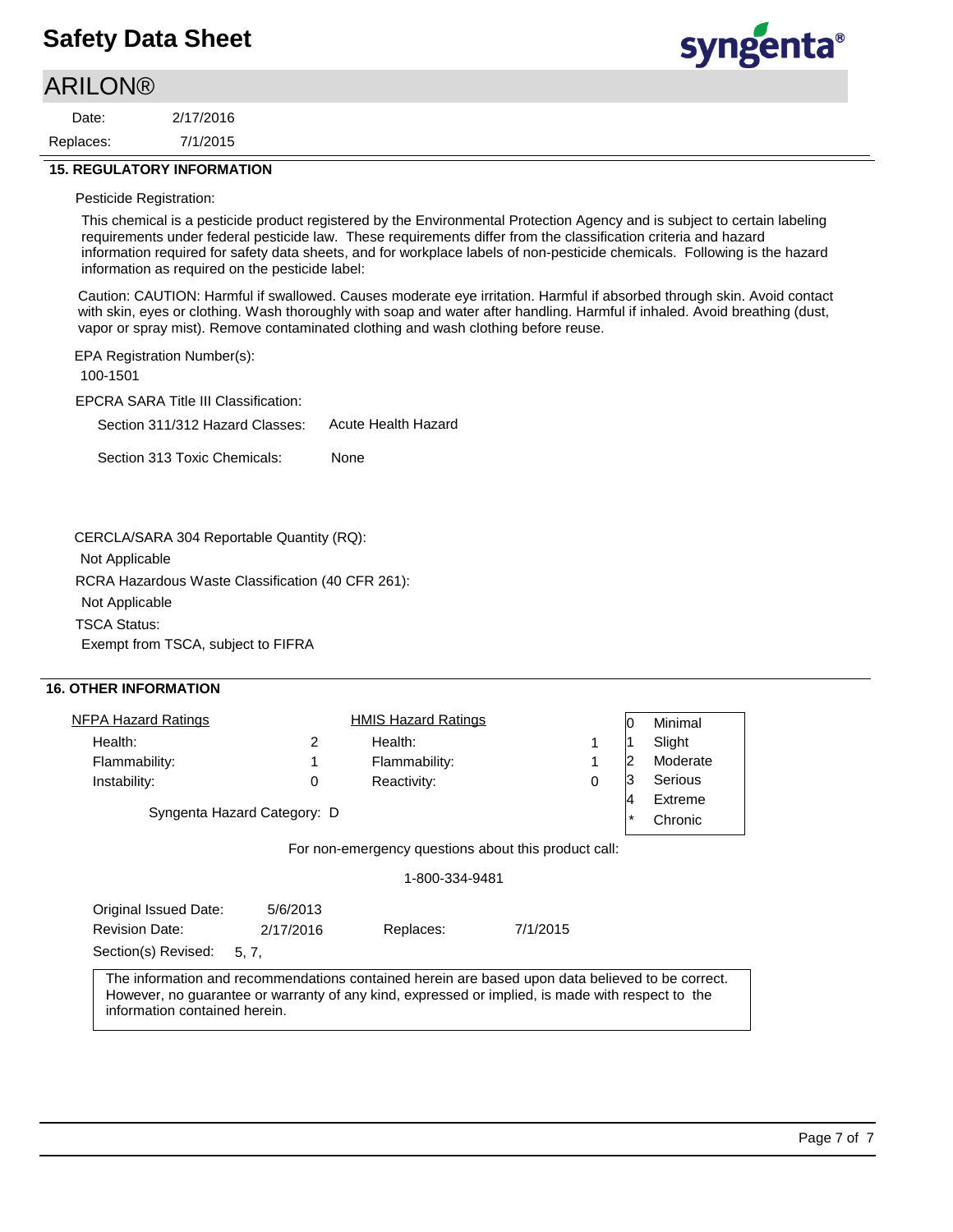# Safety Data Sheet

## ARILON®

Date: 2/17/2016

Replaces: 7/1/2015

### 15. REGULATORY INFORMATION

Pesticide Registration:

This chemical is a pesticide product registered by the Environmental Protection Agency and is subject to certain labeling requirements under federal pesticide law. These requirements differ from the classification criteria and hazard information required for safety data sheets, and for workplace labels of non-pesticide chemicals. Following is the hazard information as required on the pesticide label:

Caution: CAUTION: Harmful if swallowed. Causes moderate eye irritation. Harmful if absorbed through skin. Avoid contact with skin, eyes or clothing. Wash thoroughly with soap and water after handling. Harmful if inhaled. Avoid breathing (dust, vapor or spray mist). Remove contaminated clothing and wash clothing before reuse.

EPA Registration Number(s):

100-1501

EPCRA SARA Title III Classification:

Section 311/312 Hazard Classes: Acute Health Hazard

Section 313 Toxic Chemicals: None

CERCLA/SARA 304 Reportable Quantity (RQ):

Not Applicable

RCRA Hazardous Waste Classification (40 CFR 261):

Not Applicable

TSCA Status:

Exempt from TSCA, subject to FIFRA

### 16. OTHER INFORMATION

| NFPA Hazard Ratings | | HMIS Hazard Ratings | |
|---|---|---|---|
| Health: | 2 | Health: | 1 |
| Flammability: | 1 | Flammability: | 1 |
| Instability: | 0 | Reactivity: | 0 |

| | |
|---|---|
| 0 | Minimal |
| 1 | Slight |
| 2 | Moderate |
| 3 | Serious |
| 4 | Extreme |
| * | Chronic |

Syngenta Hazard Category: D

For non-emergency questions about this product call:

1-800-334-9481

Original Issued Date: 5/6/2013

Revision Date: 2/17/2016 Replaces: 7/1/2015

Section(s) Revised: 5, 7,

The information and recommendations contained herein are based upon data believed to be correct. However, no guarantee or warranty of any kind, expressed or implied, is made with respect to the information contained herein.